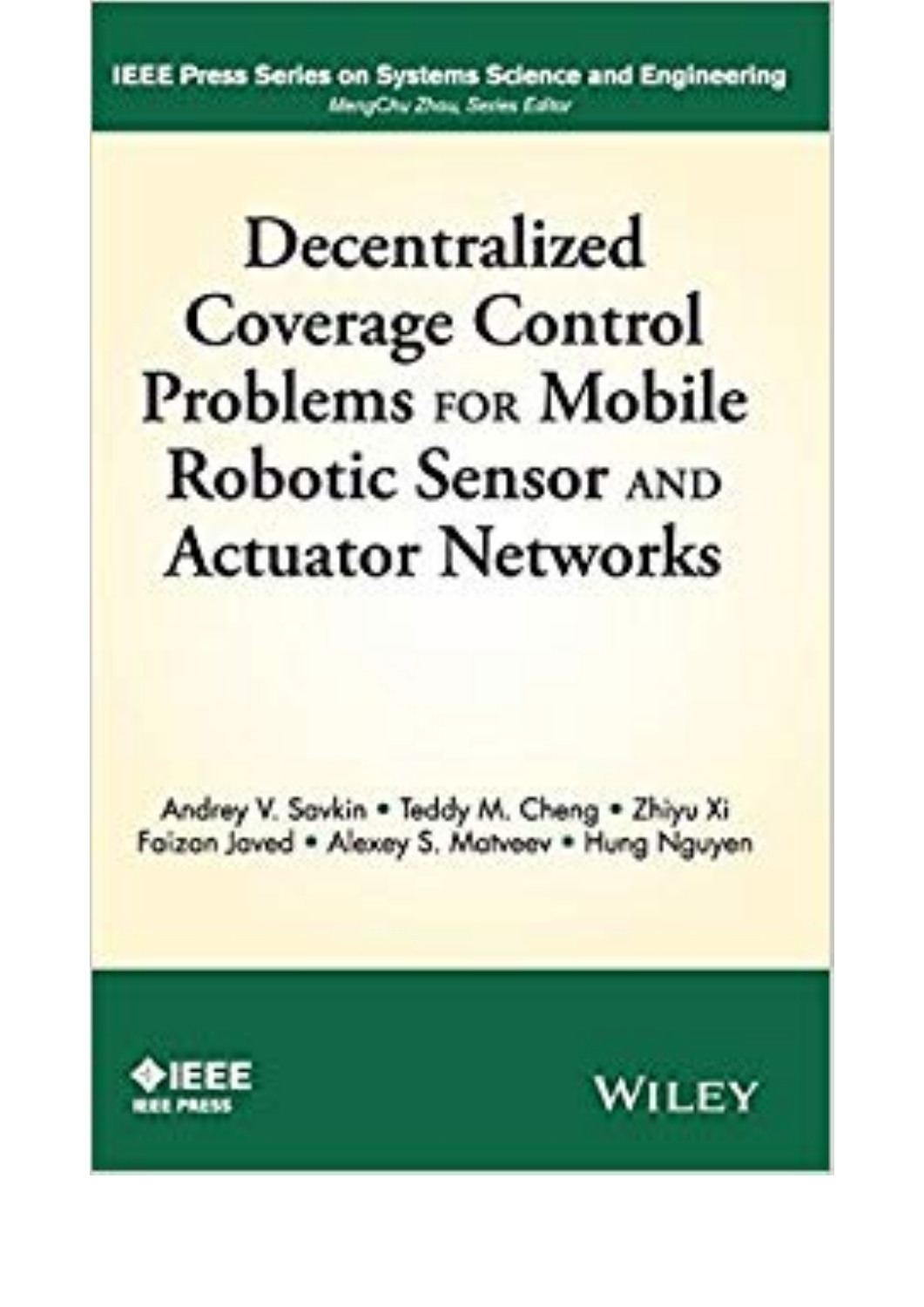IEEE Press Series on Systems Science and Engineering

*MengChu Zhou, Series Editor*

# Decentralized Coverage Control Problems for Mobile Robotic Sensor and Actuator Networks

Andrey V. Savkin • Teddy M. Cheng • Zhiyu Xi
Faizan Javed • Alexey S. Matveev • Hung Nguyen

IEEE
IEEE PRESS

WILEY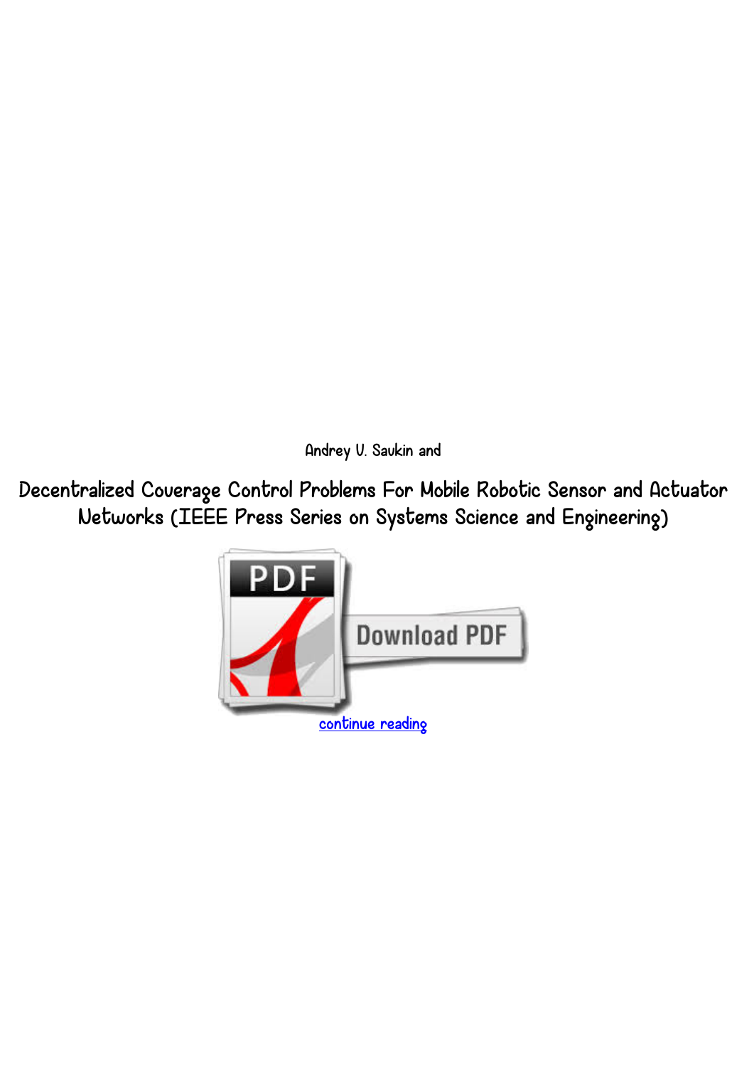Andrey V. Savkin and

# Decentralized Coverage Control Problems For Mobile Robotic Sensor and Actuator Networks (IEEE Press Series on Systems Science and Engineering)

continue reading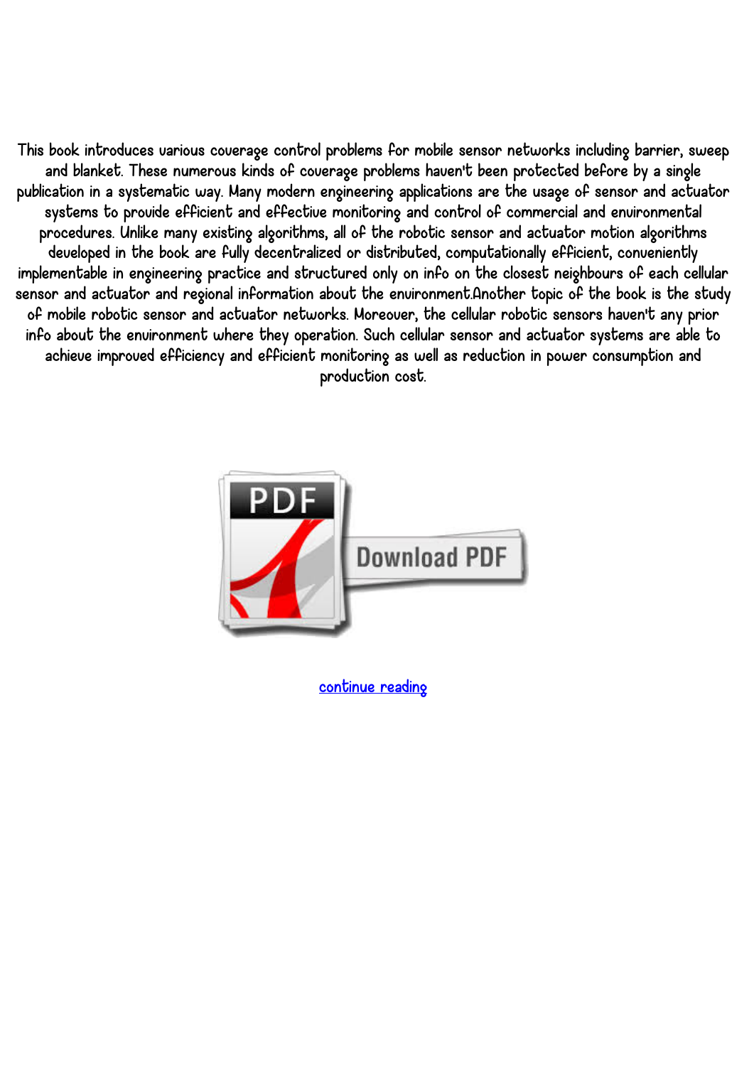This book introduces various coverage control problems for mobile sensor networks including barrier, sweep and blanket. These numerous kinds of coverage problems haven't been protected before by a single publication in a systematic way. Many modern engineering applications are the usage of sensor and actuator systems to provide efficient and effective monitoring and control of commercial and environmental procedures. Unlike many existing algorithms, all of the robotic sensor and actuator motion algorithms developed in the book are fully decentralized or distributed, computationally efficient, conveniently implementable in engineering practice and structured only on info on the closest neighbours of each cellular sensor and actuator and regional information about the environment.Another topic of the book is the study of mobile robotic sensor and actuator networks. Moreover, the cellular robotic sensors haven't any prior info about the environment where they operation. Such cellular sensor and actuator systems are able to achieve improved efficiency and efficient monitoring as well as reduction in power consumption and production cost.

continue reading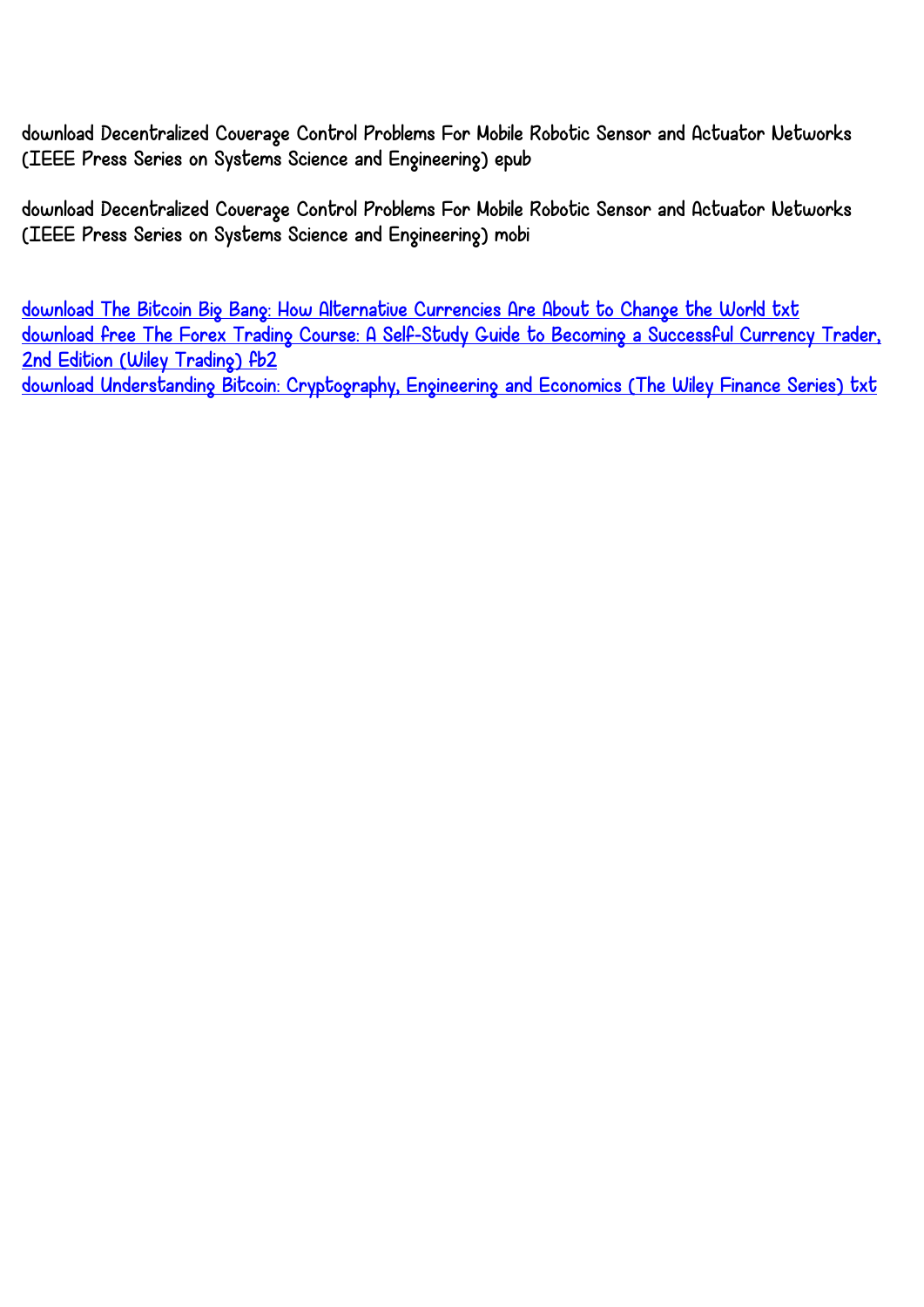download Decentralized Coverage Control Problems For Mobile Robotic Sensor and Actuator Networks (IEEE Press Series on Systems Science and Engineering) epub

download Decentralized Coverage Control Problems For Mobile Robotic Sensor and Actuator Networks (IEEE Press Series on Systems Science and Engineering) mobi

download The Bitcoin Big Bang: How Alternative Currencies Are About to Change the World txt
download free The Forex Trading Course: A Self-Study Guide to Becoming a Successful Currency Trader, 2nd Edition (Wiley Trading) fb2
download Understanding Bitcoin: Cryptography, Engineering and Economics (The Wiley Finance Series) txt